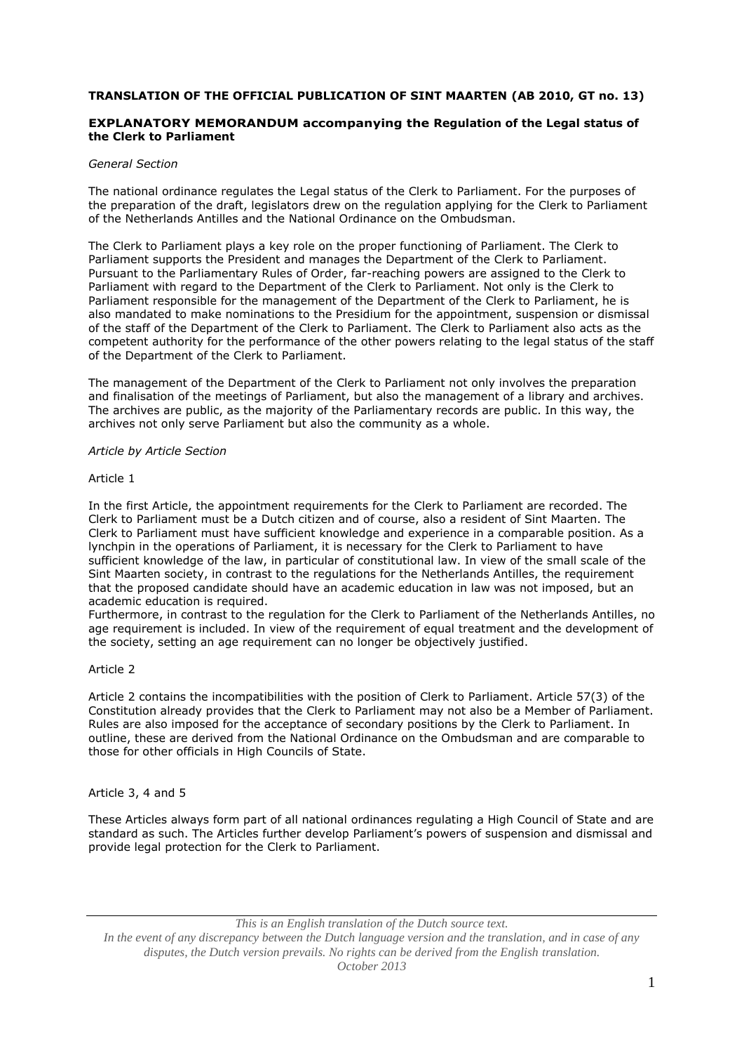**TRANSLATION OF THE OFFICIAL PUBLICATION OF SINT MAARTEN (AB 2010, GT no. 13)**

**EXPLANATORY MEMORANDUM accompanying the Regulation of the Legal status of the Clerk to Parliament**

*General Section*

The national ordinance regulates the Legal status of the Clerk to Parliament. For the purposes of the preparation of the draft, legislators drew on the regulation applying for the Clerk to Parliament of the Netherlands Antilles and the National Ordinance on the Ombudsman.

The Clerk to Parliament plays a key role on the proper functioning of Parliament. The Clerk to Parliament supports the President and manages the Department of the Clerk to Parliament. Pursuant to the Parliamentary Rules of Order, far-reaching powers are assigned to the Clerk to Parliament with regard to the Department of the Clerk to Parliament. Not only is the Clerk to Parliament responsible for the management of the Department of the Clerk to Parliament, he is also mandated to make nominations to the Presidium for the appointment, suspension or dismissal of the staff of the Department of the Clerk to Parliament. The Clerk to Parliament also acts as the competent authority for the performance of the other powers relating to the legal status of the staff of the Department of the Clerk to Parliament.

The management of the Department of the Clerk to Parliament not only involves the preparation and finalisation of the meetings of Parliament, but also the management of a library and archives. The archives are public, as the majority of the Parliamentary records are public. In this way, the archives not only serve Parliament but also the community as a whole.

*Article by Article Section*

Article 1

In the first Article, the appointment requirements for the Clerk to Parliament are recorded. The Clerk to Parliament must be a Dutch citizen and of course, also a resident of Sint Maarten. The Clerk to Parliament must have sufficient knowledge and experience in a comparable position. As a lynchpin in the operations of Parliament, it is necessary for the Clerk to Parliament to have sufficient knowledge of the law, in particular of constitutional law. In view of the small scale of the Sint Maarten society, in contrast to the regulations for the Netherlands Antilles, the requirement that the proposed candidate should have an academic education in law was not imposed, but an academic education is required.
Furthermore, in contrast to the regulation for the Clerk to Parliament of the Netherlands Antilles, no age requirement is included. In view of the requirement of equal treatment and the development of the society, setting an age requirement can no longer be objectively justified.

Article 2

Article 2 contains the incompatibilities with the position of Clerk to Parliament. Article 57(3) of the Constitution already provides that the Clerk to Parliament may not also be a Member of Parliament. Rules are also imposed for the acceptance of secondary positions by the Clerk to Parliament. In outline, these are derived from the National Ordinance on the Ombudsman and are comparable to those for other officials in High Councils of State.

Article 3, 4 and 5

These Articles always form part of all national ordinances regulating a High Council of State and are standard as such. The Articles further develop Parliament's powers of suspension and dismissal and provide legal protection for the Clerk to Parliament.

*This is an English translation of the Dutch source text.*
*In the event of any discrepancy between the Dutch language version and the translation, and in case of any disputes, the Dutch version prevails. No rights can be derived from the English translation.*
*October 2013*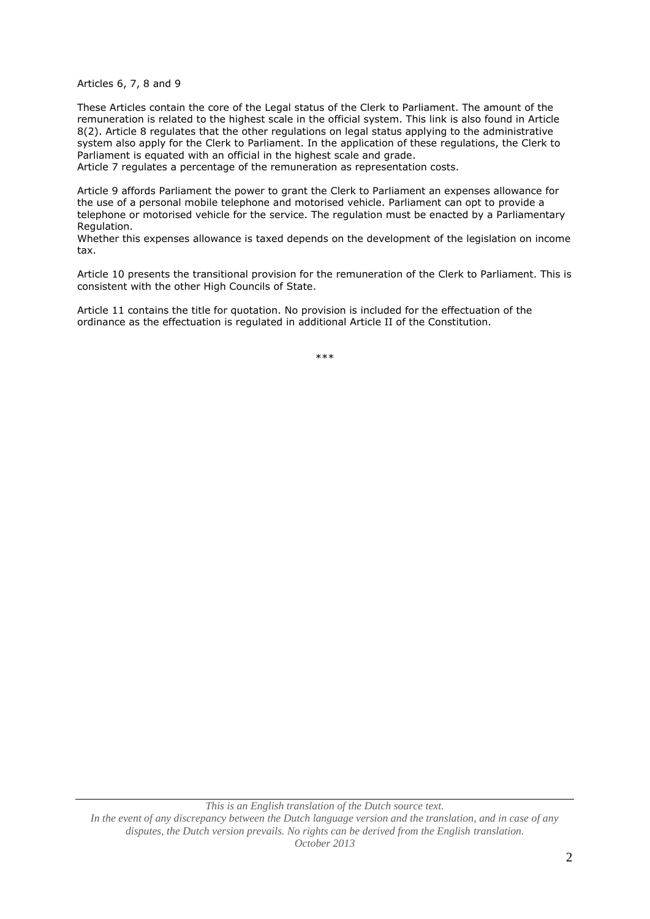Articles 6, 7, 8 and 9

These Articles contain the core of the Legal status of the Clerk to Parliament. The amount of the remuneration is related to the highest scale in the official system. This link is also found in Article 8(2). Article 8 regulates that the other regulations on legal status applying to the administrative system also apply for the Clerk to Parliament. In the application of these regulations, the Clerk to Parliament is equated with an official in the highest scale and grade.
Article 7 regulates a percentage of the remuneration as representation costs.

Article 9 affords Parliament the power to grant the Clerk to Parliament an expenses allowance for the use of a personal mobile telephone and motorised vehicle. Parliament can opt to provide a telephone or motorised vehicle for the service. The regulation must be enacted by a Parliamentary Regulation.
Whether this expenses allowance is taxed depends on the development of the legislation on income tax.

Article 10 presents the transitional provision for the remuneration of the Clerk to Parliament. This is consistent with the other High Councils of State.

Article 11 contains the title for quotation. No provision is included for the effectuation of the ordinance as the effectuation is regulated in additional Article II of the Constitution.

\*\*\*

*This is an English translation of the Dutch source text.*
*In the event of any discrepancy between the Dutch language version and the translation, and in case of any disputes, the Dutch version prevails. No rights can be derived from the English translation.*
*October 2013*